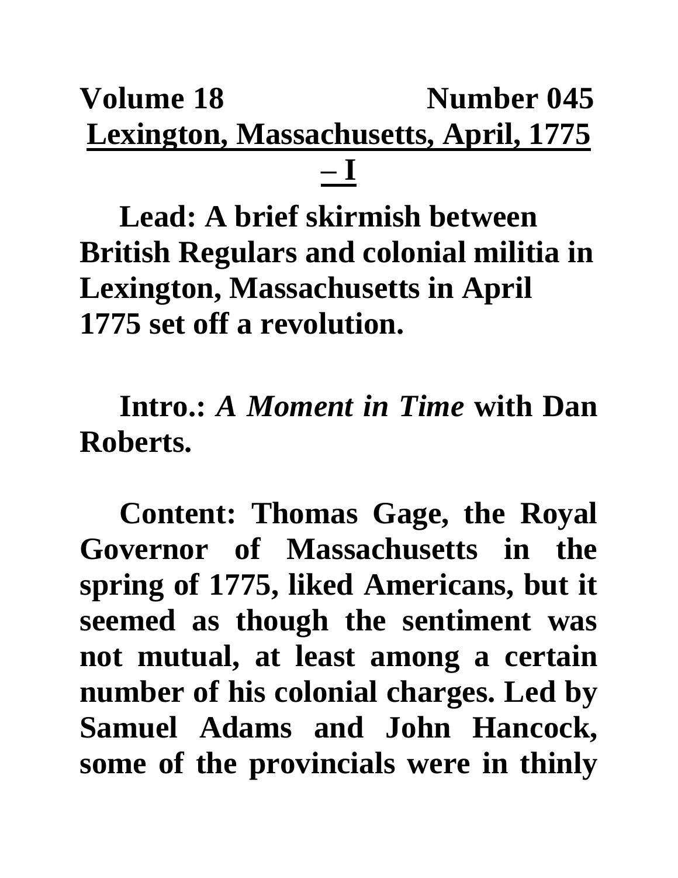**Volume 18 Number 045**

# Lexington, Massachusetts, April, 1775 – I

**Lead: A brief skirmish between British Regulars and colonial militia in Lexington, Massachusetts in April 1775 set off a revolution.**

**Intro.:** ***A Moment in Time*** **with Dan Roberts.**

**Content: Thomas Gage, the Royal Governor of Massachusetts in the spring of 1775, liked Americans, but it seemed as though the sentiment was not mutual, at least among a certain number of his colonial charges. Led by Samuel Adams and John Hancock, some of the provincials were in thinly**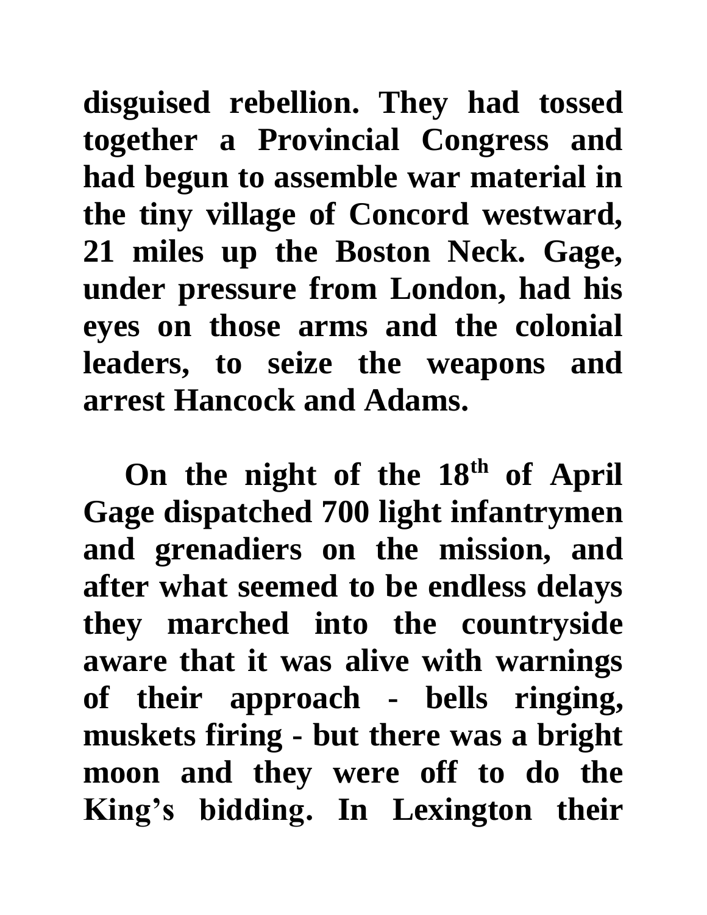**disguised rebellion. They had tossed together a Provincial Congress and had begun to assemble war material in the tiny village of Concord westward, 21 miles up the Boston Neck. Gage, under pressure from London, had his eyes on those arms and the colonial leaders, to seize the weapons and arrest Hancock and Adams.**

**On the night of the 18th of April Gage dispatched 700 light infantrymen and grenadiers on the mission, and after what seemed to be endless delays they marched into the countryside aware that it was alive with warnings of their approach - bells ringing, muskets firing - but there was a bright moon and they were off to do the King's bidding. In Lexington their**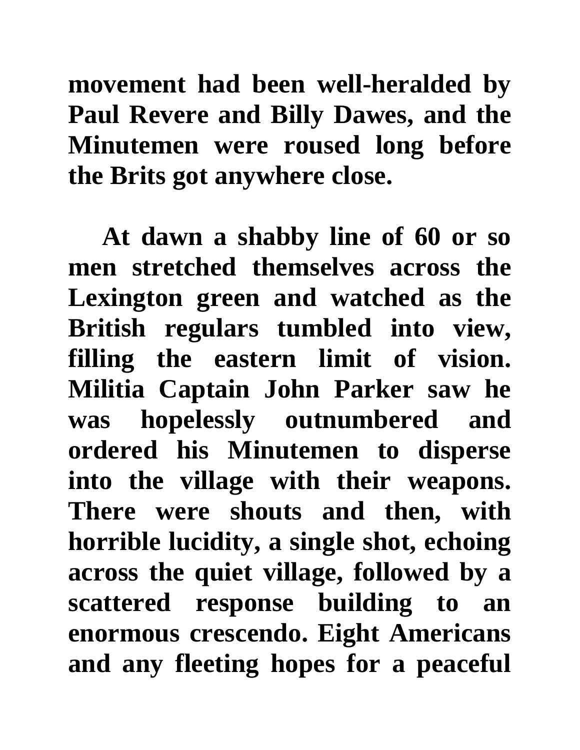**movement had been well-heralded by Paul Revere and Billy Dawes, and the Minutemen were roused long before the Brits got anywhere close.**

**At dawn a shabby line of 60 or so men stretched themselves across the Lexington green and watched as the British regulars tumbled into view, filling the eastern limit of vision. Militia Captain John Parker saw he was hopelessly outnumbered and ordered his Minutemen to disperse into the village with their weapons. There were shouts and then, with horrible lucidity, a single shot, echoing across the quiet village, followed by a scattered response building to an enormous crescendo. Eight Americans and any fleeting hopes for a peaceful**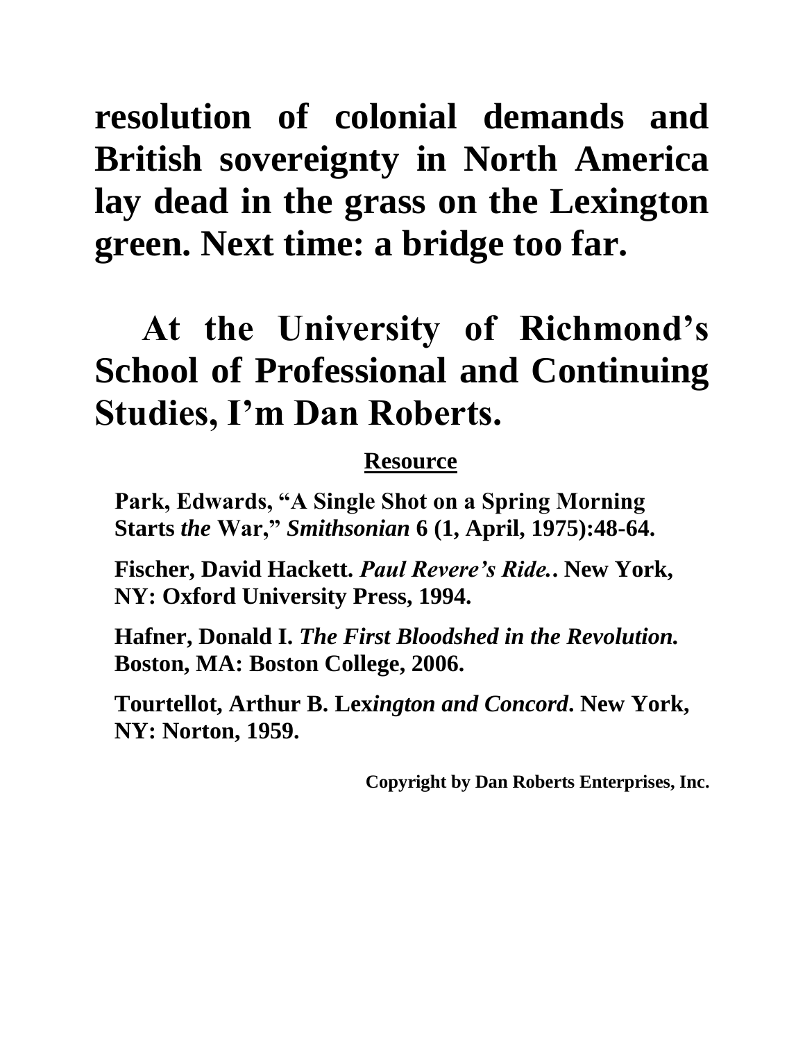**resolution of colonial demands and British sovereignty in North America lay dead in the grass on the Lexington green. Next time: a bridge too far.**

**At the University of Richmond's School of Professional and Continuing Studies, I'm Dan Roberts.**

## Resource

**Park, Edwards, "A Single Shot on a Spring Morning Starts *the* War," *Smithsonian* 6 (1, April, 1975):48-64.**

**Fischer, David Hackett. *Paul Revere's Ride.*. New York, NY: Oxford University Press, 1994.**

**Hafner, Donald I. *The First Bloodshed in the Revolution.* Boston, MA: Boston College, 2006.**

**Tourtellot, Arthur B. Lex*ington and Concord*. New York, NY: Norton, 1959.**

**Copyright by Dan Roberts Enterprises, Inc.**